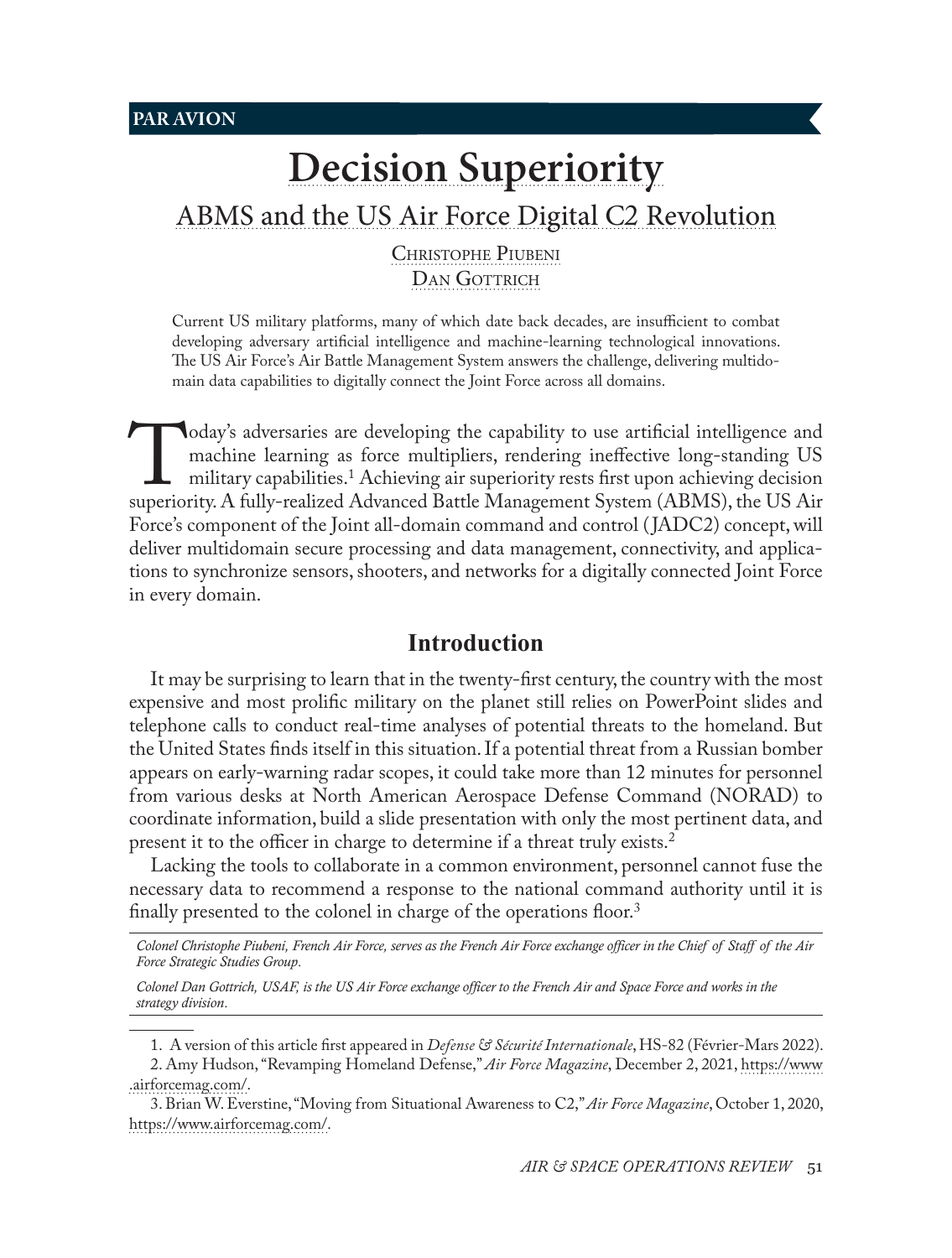PAR AVION

# Decision Superiority

## ABMS and the US Air Force Digital C2 Revolution

Christophe Piubeni
Dan Gottrich

Current US military platforms, many of which date back decades, are insufficient to combat developing adversary artificial intelligence and machine-learning technological innovations. The US Air Force's Air Battle Management System answers the challenge, delivering multidomain data capabilities to digitally connect the Joint Force across all domains.

Today's adversaries are developing the capability to use artificial intelligence and machine learning as force multipliers, rendering ineffective long-standing US military capabilities.[1] Achieving air superiority rests first upon achieving decision superiority. A fully-realized Advanced Battle Management System (ABMS), the US Air Force's component of the Joint all-domain command and control (JADC2) concept, will deliver multidomain secure processing and data management, connectivity, and applications to synchronize sensors, shooters, and networks for a digitally connected Joint Force in every domain.

## Introduction

It may be surprising to learn that in the twenty-first century, the country with the most expensive and most prolific military on the planet still relies on PowerPoint slides and telephone calls to conduct real-time analyses of potential threats to the homeland. But the United States finds itself in this situation. If a potential threat from a Russian bomber appears on early-warning radar scopes, it could take more than 12 minutes for personnel from various desks at North American Aerospace Defense Command (NORAD) to coordinate information, build a slide presentation with only the most pertinent data, and present it to the officer in charge to determine if a threat truly exists.[2]

Lacking the tools to collaborate in a common environment, personnel cannot fuse the necessary data to recommend a response to the national command authority until it is finally presented to the colonel in charge of the operations floor.[3]

*Colonel Christophe Piubeni, French Air Force, serves as the French Air Force exchange officer in the Chief of Staff of the Air Force Strategic Studies Group.*

*Colonel Dan Gottrich, USAF, is the US Air Force exchange officer to the French Air and Space Force and works in the strategy division.*

1. A version of this article first appeared in *Defense & Sécurité Internationale*, HS-82 (Février-Mars 2022).
2. Amy Hudson, "Revamping Homeland Defense," *Air Force Magazine*, December 2, 2021, https://www.airforcemag.com/.
3. Brian W. Everstine, "Moving from Situational Awareness to C2," *Air Force Magazine*, October 1, 2020, https://www.airforcemag.com/.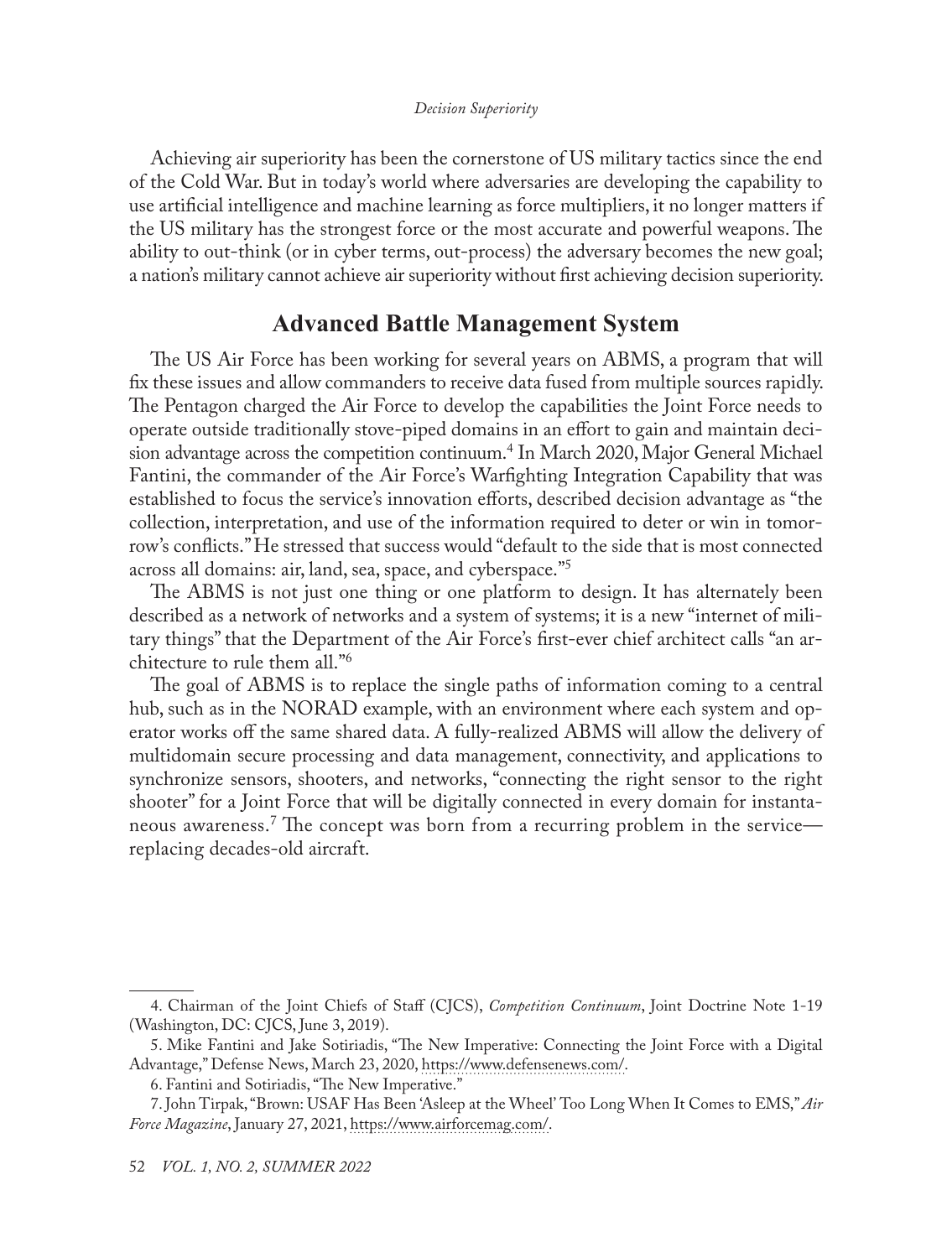Achieving air superiority has been the cornerstone of US military tactics since the end of the Cold War. But in today's world where adversaries are developing the capability to use artificial intelligence and machine learning as force multipliers, it no longer matters if the US military has the strongest force or the most accurate and powerful weapons. The ability to out-think (or in cyber terms, out-process) the adversary becomes the new goal; a nation's military cannot achieve air superiority without first achieving decision superiority.

## Advanced Battle Management System

The US Air Force has been working for several years on ABMS, a program that will fix these issues and allow commanders to receive data fused from multiple sources rapidly. The Pentagon charged the Air Force to develop the capabilities the Joint Force needs to operate outside traditionally stove-piped domains in an effort to gain and maintain decision advantage across the competition continuum.[4] In March 2020, Major General Michael Fantini, the commander of the Air Force's Warfighting Integration Capability that was established to focus the service's innovation efforts, described decision advantage as "the collection, interpretation, and use of the information required to deter or win in tomorrow's conflicts." He stressed that success would "default to the side that is most connected across all domains: air, land, sea, space, and cyberspace."[5]

The ABMS is not just one thing or one platform to design. It has alternately been described as a network of networks and a system of systems; it is a new "internet of military things" that the Department of the Air Force's first-ever chief architect calls "an architecture to rule them all."[6]

The goal of ABMS is to replace the single paths of information coming to a central hub, such as in the NORAD example, with an environment where each system and operator works off the same shared data. A fully-realized ABMS will allow the delivery of multidomain secure processing and data management, connectivity, and applications to synchronize sensors, shooters, and networks, "connecting the right sensor to the right shooter" for a Joint Force that will be digitally connected in every domain for instantaneous awareness.[7] The concept was born from a recurring problem in the service—replacing decades-old aircraft.

---

4. Chairman of the Joint Chiefs of Staff (CJCS), *Competition Continuum*, Joint Doctrine Note 1-19 (Washington, DC: CJCS, June 3, 2019).

5. Mike Fantini and Jake Sotiriadis, "The New Imperative: Connecting the Joint Force with a Digital Advantage," Defense News, March 23, 2020, https://www.defensenews.com/.

6. Fantini and Sotiriadis, "The New Imperative."

7. John Tirpak, "Brown: USAF Has Been 'Asleep at the Wheel' Too Long When It Comes to EMS," *Air Force Magazine*, January 27, 2021, https://www.airforcemag.com/.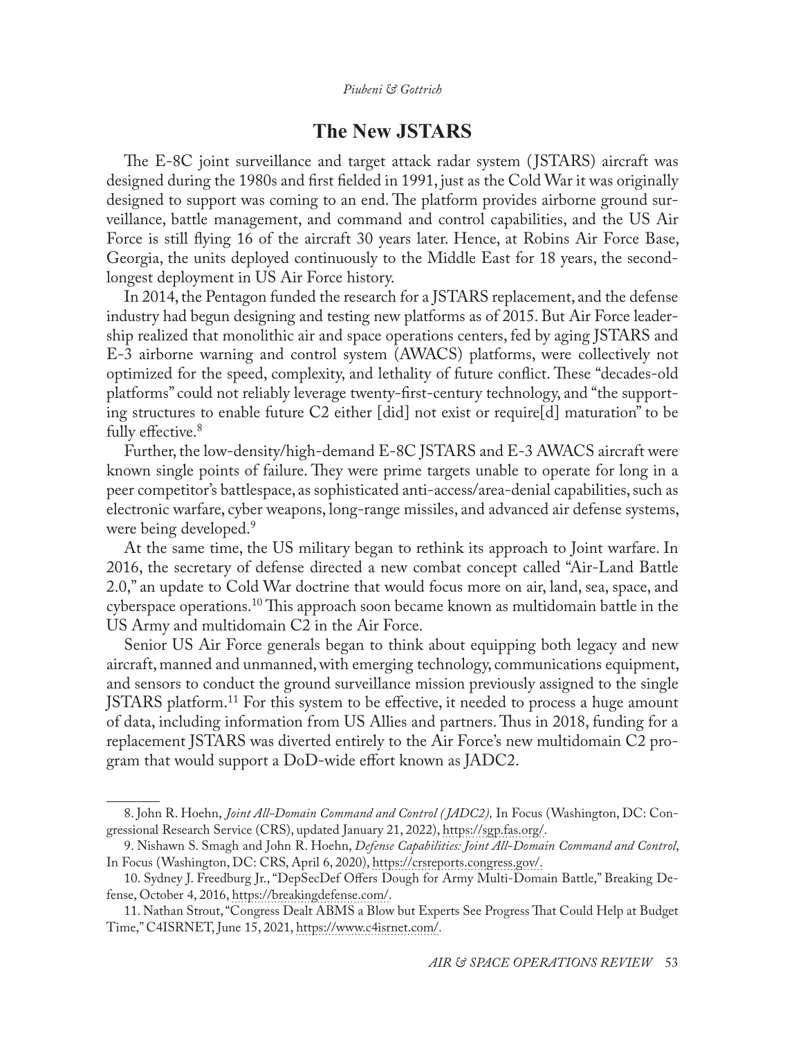## The New JSTARS

The E-8C joint surveillance and target attack radar system (JSTARS) aircraft was designed during the 1980s and first fielded in 1991, just as the Cold War it was originally designed to support was coming to an end. The platform provides airborne ground surveillance, battle management, and command and control capabilities, and the US Air Force is still flying 16 of the aircraft 30 years later. Hence, at Robins Air Force Base, Georgia, the units deployed continuously to the Middle East for 18 years, the second-longest deployment in US Air Force history.

In 2014, the Pentagon funded the research for a JSTARS replacement, and the defense industry had begun designing and testing new platforms as of 2015. But Air Force leadership realized that monolithic air and space operations centers, fed by aging JSTARS and E-3 airborne warning and control system (AWACS) platforms, were collectively not optimized for the speed, complexity, and lethality of future conflict. These "decades-old platforms" could not reliably leverage twenty-first-century technology, and "the supporting structures to enable future C2 either [did] not exist or require[d] maturation" to be fully effective.[8]

Further, the low-density/high-demand E-8C JSTARS and E-3 AWACS aircraft were known single points of failure. They were prime targets unable to operate for long in a peer competitor's battlespace, as sophisticated anti-access/area-denial capabilities, such as electronic warfare, cyber weapons, long-range missiles, and advanced air defense systems, were being developed.[9]

At the same time, the US military began to rethink its approach to Joint warfare. In 2016, the secretary of defense directed a new combat concept called "Air-Land Battle 2.0," an update to Cold War doctrine that would focus more on air, land, sea, space, and cyberspace operations.[10] This approach soon became known as multidomain battle in the US Army and multidomain C2 in the Air Force.

Senior US Air Force generals began to think about equipping both legacy and new aircraft, manned and unmanned, with emerging technology, communications equipment, and sensors to conduct the ground surveillance mission previously assigned to the single JSTARS platform.[11] For this system to be effective, it needed to process a huge amount of data, including information from US Allies and partners. Thus in 2018, funding for a replacement JSTARS was diverted entirely to the Air Force's new multidomain C2 program that would support a DoD-wide effort known as JADC2.

---

8. John R. Hoehn, *Joint All-Domain Command and Control (JADC2),* In Focus (Washington, DC: Congressional Research Service (CRS), updated January 21, 2022), https://sgp.fas.org/.

9. Nishawn S. Smagh and John R. Hoehn, *Defense Capabilities: Joint All-Domain Command and Control*, In Focus (Washington, DC: CRS, April 6, 2020), https://crsreports.congress.gov/.

10. Sydney J. Freedburg Jr., "DepSecDef Offers Dough for Army Multi-Domain Battle," Breaking Defense, October 4, 2016, https://breakingdefense.com/.

11. Nathan Strout, "Congress Dealt ABMS a Blow but Experts See Progress That Could Help at Budget Time," C4ISRNET, June 15, 2021, https://www.c4isrnet.com/.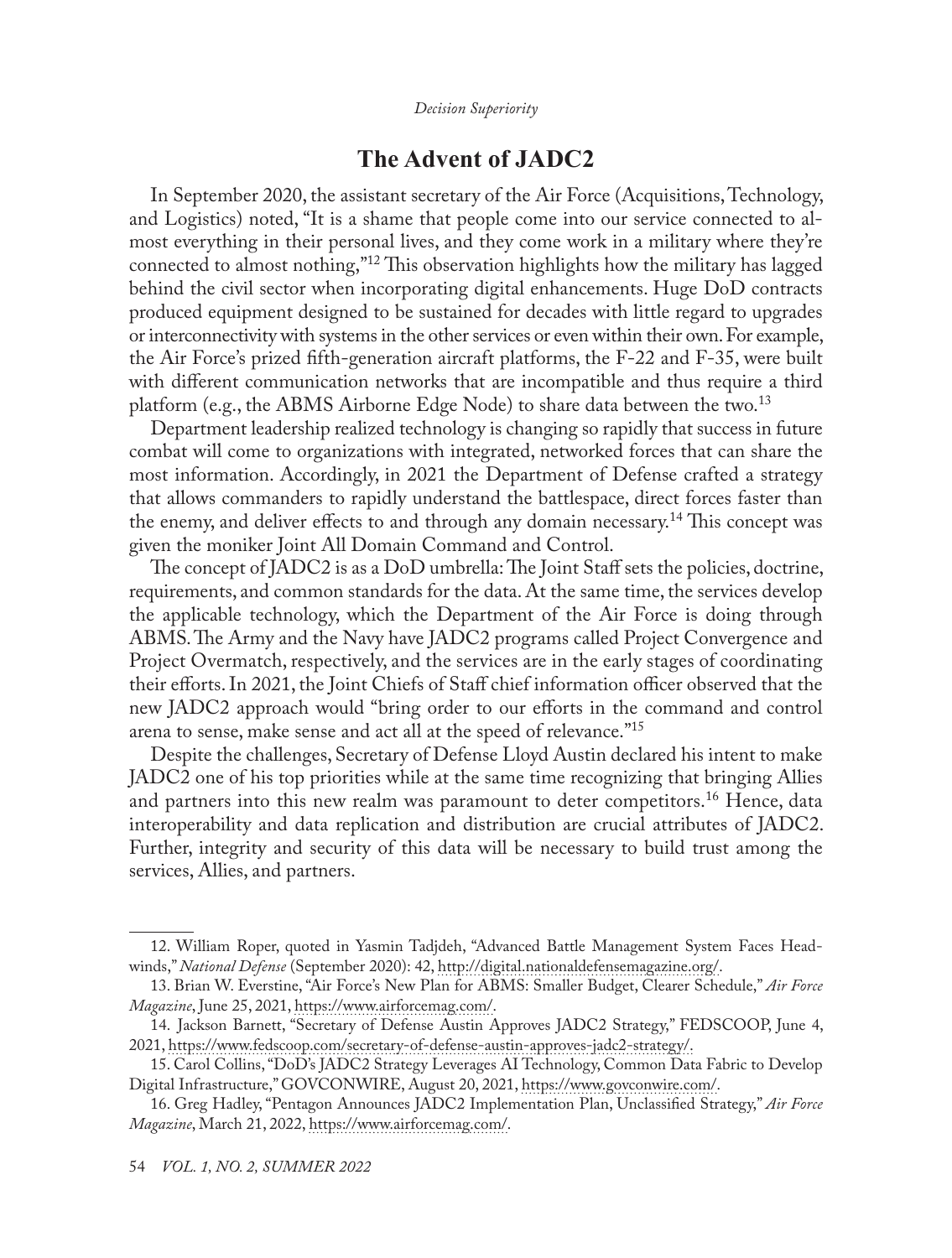## The Advent of JADC2

In September 2020, the assistant secretary of the Air Force (Acquisitions, Technology, and Logistics) noted, "It is a shame that people come into our service connected to almost everything in their personal lives, and they come work in a military where they're connected to almost nothing,"[12] This observation highlights how the military has lagged behind the civil sector when incorporating digital enhancements. Huge DoD contracts produced equipment designed to be sustained for decades with little regard to upgrades or interconnectivity with systems in the other services or even within their own. For example, the Air Force's prized fifth-generation aircraft platforms, the F-22 and F-35, were built with different communication networks that are incompatible and thus require a third platform (e.g., the ABMS Airborne Edge Node) to share data between the two.[13]

Department leadership realized technology is changing so rapidly that success in future combat will come to organizations with integrated, networked forces that can share the most information. Accordingly, in 2021 the Department of Defense crafted a strategy that allows commanders to rapidly understand the battlespace, direct forces faster than the enemy, and deliver effects to and through any domain necessary.[14] This concept was given the moniker Joint All Domain Command and Control.

The concept of JADC2 is as a DoD umbrella: The Joint Staff sets the policies, doctrine, requirements, and common standards for the data. At the same time, the services develop the applicable technology, which the Department of the Air Force is doing through ABMS. The Army and the Navy have JADC2 programs called Project Convergence and Project Overmatch, respectively, and the services are in the early stages of coordinating their efforts. In 2021, the Joint Chiefs of Staff chief information officer observed that the new JADC2 approach would "bring order to our efforts in the command and control arena to sense, make sense and act all at the speed of relevance."[15]

Despite the challenges, Secretary of Defense Lloyd Austin declared his intent to make JADC2 one of his top priorities while at the same time recognizing that bringing Allies and partners into this new realm was paramount to deter competitors.[16] Hence, data interoperability and data replication and distribution are crucial attributes of JADC2. Further, integrity and security of this data will be necessary to build trust among the services, Allies, and partners.

---

12. William Roper, quoted in Yasmin Tadjdeh, "Advanced Battle Management System Faces Headwinds," *National Defense* (September 2020): 42, http://digital.nationaldefensemagazine.org/.

13. Brian W. Everstine, "Air Force's New Plan for ABMS: Smaller Budget, Clearer Schedule," *Air Force Magazine*, June 25, 2021, https://www.airforcemag.com/.

14. Jackson Barnett, "Secretary of Defense Austin Approves JADC2 Strategy," FEDSCOOP, June 4, 2021, https://www.fedscoop.com/secretary-of-defense-austin-approves-jadc2-strategy/.

15. Carol Collins, "DoD's JADC2 Strategy Leverages AI Technology, Common Data Fabric to Develop Digital Infrastructure," GOVCONWIRE, August 20, 2021, https://www.govconwire.com/.

16. Greg Hadley, "Pentagon Announces JADC2 Implementation Plan, Unclassified Strategy," *Air Force Magazine*, March 21, 2022, https://www.airforcemag.com/.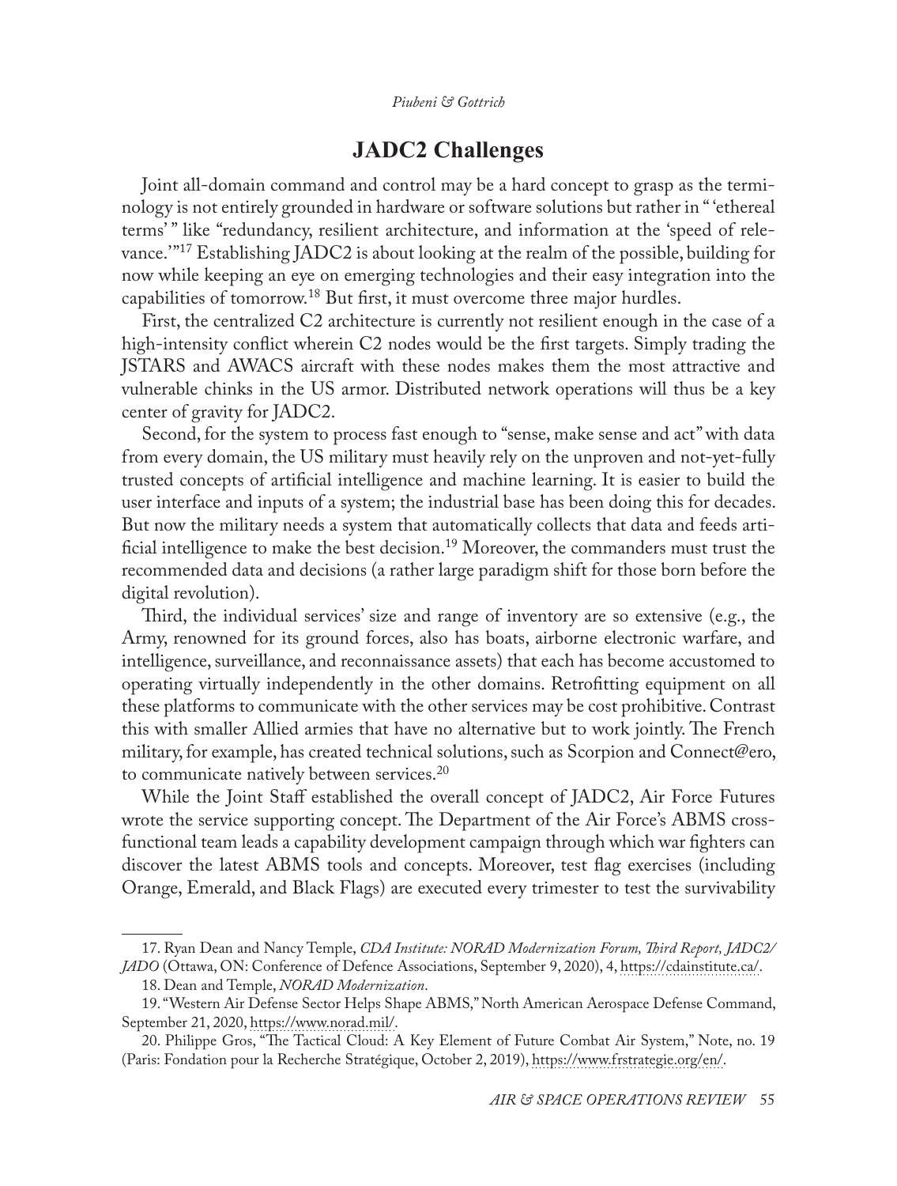## JADC2 Challenges

Joint all-domain command and control may be a hard concept to grasp as the terminology is not entirely grounded in hardware or software solutions but rather in " 'ethereal terms' " like "redundancy, resilient architecture, and information at the 'speed of relevance.' "[17] Establishing JADC2 is about looking at the realm of the possible, building for now while keeping an eye on emerging technologies and their easy integration into the capabilities of tomorrow.[18] But first, it must overcome three major hurdles.

First, the centralized C2 architecture is currently not resilient enough in the case of a high-intensity conflict wherein C2 nodes would be the first targets. Simply trading the JSTARS and AWACS aircraft with these nodes makes them the most attractive and vulnerable chinks in the US armor. Distributed network operations will thus be a key center of gravity for JADC2.

Second, for the system to process fast enough to "sense, make sense and act" with data from every domain, the US military must heavily rely on the unproven and not-yet-fully trusted concepts of artificial intelligence and machine learning. It is easier to build the user interface and inputs of a system; the industrial base has been doing this for decades. But now the military needs a system that automatically collects that data and feeds artificial intelligence to make the best decision.[19] Moreover, the commanders must trust the recommended data and decisions (a rather large paradigm shift for those born before the digital revolution).

Third, the individual services' size and range of inventory are so extensive (e.g., the Army, renowned for its ground forces, also has boats, airborne electronic warfare, and intelligence, surveillance, and reconnaissance assets) that each has become accustomed to operating virtually independently in the other domains. Retrofitting equipment on all these platforms to communicate with the other services may be cost prohibitive. Contrast this with smaller Allied armies that have no alternative but to work jointly. The French military, for example, has created technical solutions, such as Scorpion and Connect@ero, to communicate natively between services.[20]

While the Joint Staff established the overall concept of JADC2, Air Force Futures wrote the service supporting concept. The Department of the Air Force's ABMS cross-functional team leads a capability development campaign through which war fighters can discover the latest ABMS tools and concepts. Moreover, test flag exercises (including Orange, Emerald, and Black Flags) are executed every trimester to test the survivability

---

17. Ryan Dean and Nancy Temple, *CDA Institute: NORAD Modernization Forum, Third Report, JADC2/JADO* (Ottawa, ON: Conference of Defence Associations, September 9, 2020), 4, https://cdainstitute.ca/.

18. Dean and Temple, *NORAD Modernization*.

19. "Western Air Defense Sector Helps Shape ABMS," North American Aerospace Defense Command, September 21, 2020, https://www.norad.mil/.

20. Philippe Gros, "The Tactical Cloud: A Key Element of Future Combat Air System," Note, no. 19 (Paris: Fondation pour la Recherche Stratégique, October 2, 2019), https://www.frstrategie.org/en/.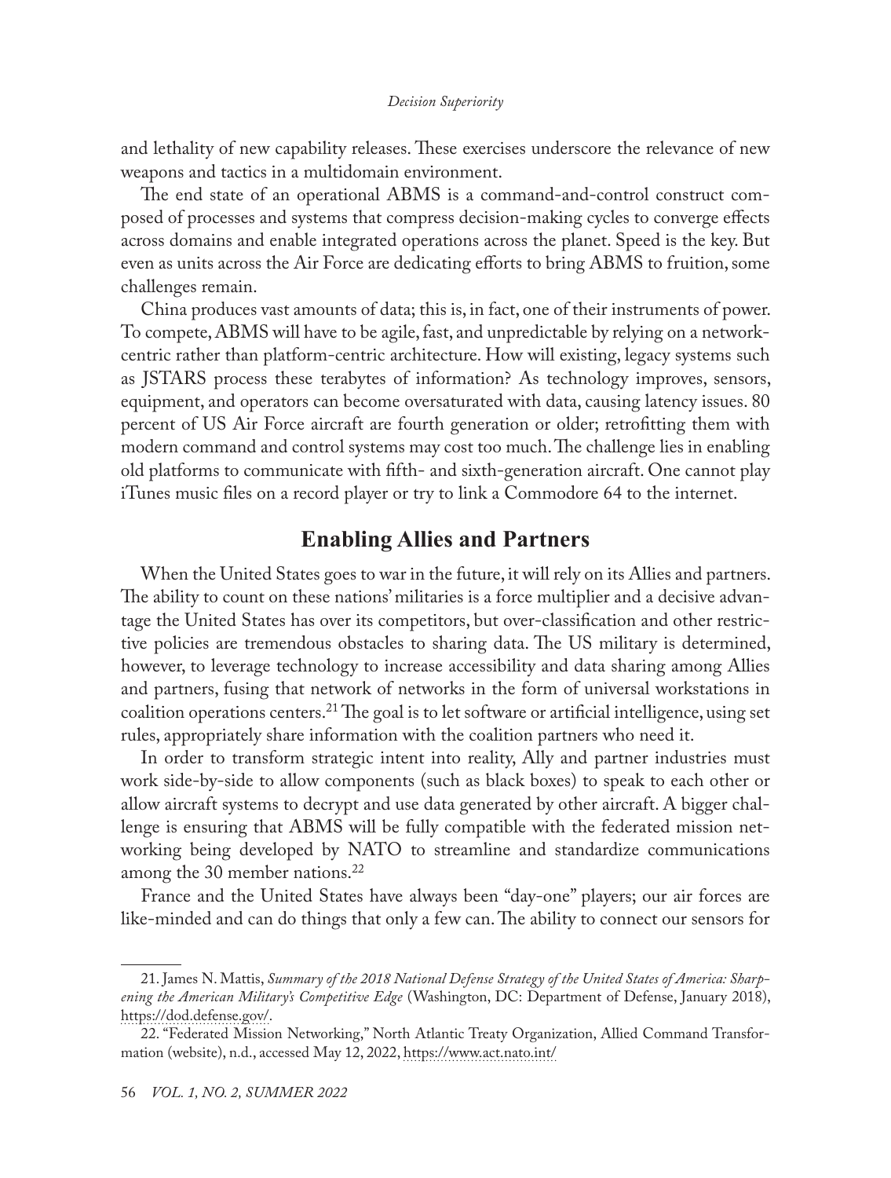and lethality of new capability releases. These exercises underscore the relevance of new weapons and tactics in a multidomain environment.

The end state of an operational ABMS is a command-and-control construct composed of processes and systems that compress decision-making cycles to converge effects across domains and enable integrated operations across the planet. Speed is the key. But even as units across the Air Force are dedicating efforts to bring ABMS to fruition, some challenges remain.

China produces vast amounts of data; this is, in fact, one of their instruments of power. To compete, ABMS will have to be agile, fast, and unpredictable by relying on a network-centric rather than platform-centric architecture. How will existing, legacy systems such as JSTARS process these terabytes of information? As technology improves, sensors, equipment, and operators can become oversaturated with data, causing latency issues. 80 percent of US Air Force aircraft are fourth generation or older; retrofitting them with modern command and control systems may cost too much. The challenge lies in enabling old platforms to communicate with fifth- and sixth-generation aircraft. One cannot play iTunes music files on a record player or try to link a Commodore 64 to the internet.

## Enabling Allies and Partners

When the United States goes to war in the future, it will rely on its Allies and partners. The ability to count on these nations' militaries is a force multiplier and a decisive advantage the United States has over its competitors, but over-classification and other restrictive policies are tremendous obstacles to sharing data. The US military is determined, however, to leverage technology to increase accessibility and data sharing among Allies and partners, fusing that network of networks in the form of universal workstations in coalition operations centers.[21] The goal is to let software or artificial intelligence, using set rules, appropriately share information with the coalition partners who need it.

In order to transform strategic intent into reality, Ally and partner industries must work side-by-side to allow components (such as black boxes) to speak to each other or allow aircraft systems to decrypt and use data generated by other aircraft. A bigger challenge is ensuring that ABMS will be fully compatible with the federated mission networking being developed by NATO to streamline and standardize communications among the 30 member nations.[22]

France and the United States have always been "day-one" players; our air forces are like-minded and can do things that only a few can. The ability to connect our sensors for

---

21. James N. Mattis, *Summary of the 2018 National Defense Strategy of the United States of America: Sharpening the American Military's Competitive Edge* (Washington, DC: Department of Defense, January 2018), https://dod.defense.gov/.

22. "Federated Mission Networking," North Atlantic Treaty Organization, Allied Command Transformation (website), n.d., accessed May 12, 2022, https://www.act.nato.int/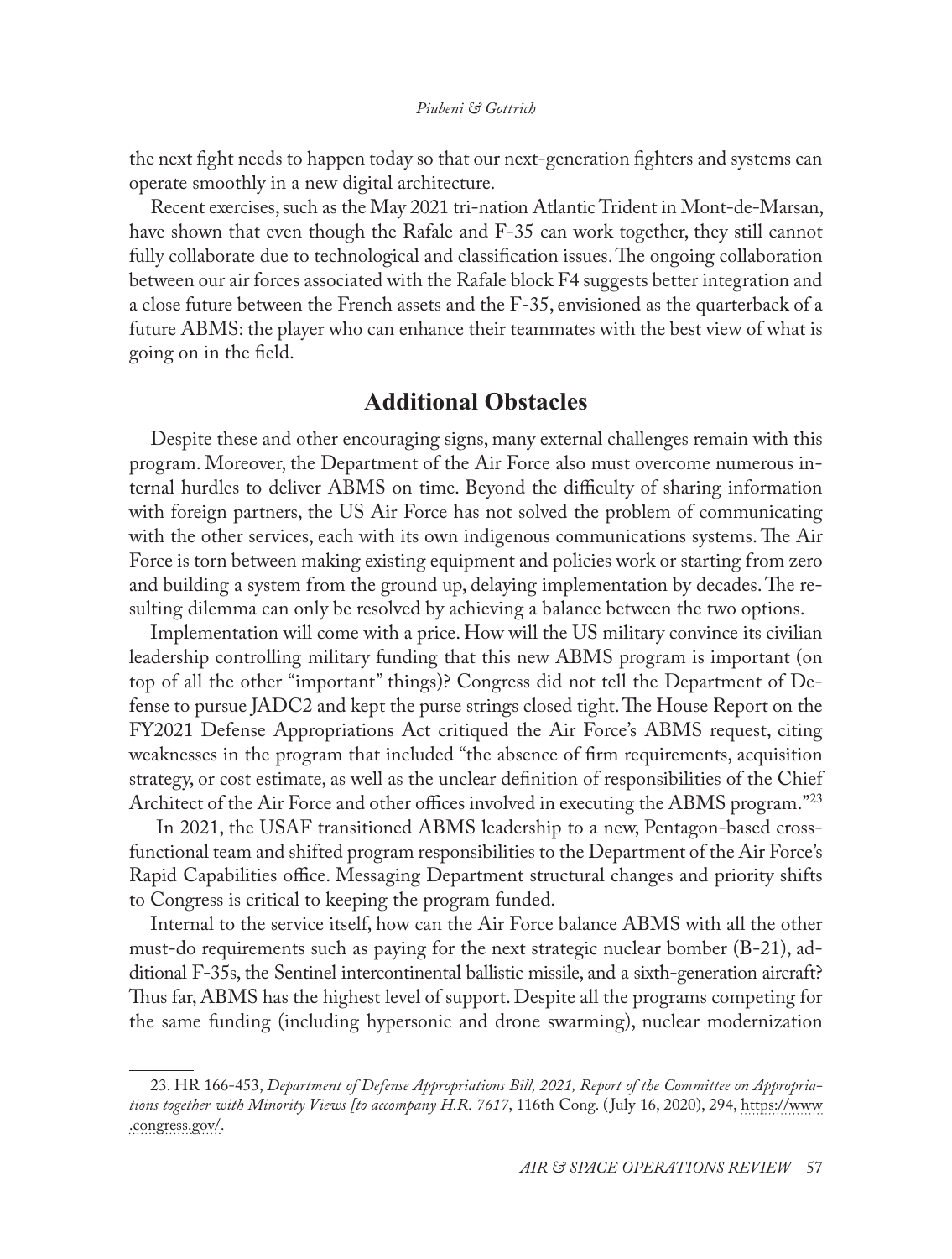the next fight needs to happen today so that our next-generation fighters and systems can operate smoothly in a new digital architecture.

Recent exercises, such as the May 2021 tri-nation Atlantic Trident in Mont-de-Marsan, have shown that even though the Rafale and F-35 can work together, they still cannot fully collaborate due to technological and classification issues. The ongoing collaboration between our air forces associated with the Rafale block F4 suggests better integration and a close future between the French assets and the F-35, envisioned as the quarterback of a future ABMS: the player who can enhance their teammates with the best view of what is going on in the field.

## Additional Obstacles

Despite these and other encouraging signs, many external challenges remain with this program. Moreover, the Department of the Air Force also must overcome numerous internal hurdles to deliver ABMS on time. Beyond the difficulty of sharing information with foreign partners, the US Air Force has not solved the problem of communicating with the other services, each with its own indigenous communications systems. The Air Force is torn between making existing equipment and policies work or starting from zero and building a system from the ground up, delaying implementation by decades. The resulting dilemma can only be resolved by achieving a balance between the two options.

Implementation will come with a price. How will the US military convince its civilian leadership controlling military funding that this new ABMS program is important (on top of all the other "important" things)? Congress did not tell the Department of Defense to pursue JADC2 and kept the purse strings closed tight. The House Report on the FY2021 Defense Appropriations Act critiqued the Air Force's ABMS request, citing weaknesses in the program that included "the absence of firm requirements, acquisition strategy, or cost estimate, as well as the unclear definition of responsibilities of the Chief Architect of the Air Force and other offices involved in executing the ABMS program."[23]

In 2021, the USAF transitioned ABMS leadership to a new, Pentagon-based cross-functional team and shifted program responsibilities to the Department of the Air Force's Rapid Capabilities office. Messaging Department structural changes and priority shifts to Congress is critical to keeping the program funded.

Internal to the service itself, how can the Air Force balance ABMS with all the other must-do requirements such as paying for the next strategic nuclear bomber (B-21), additional F-35s, the Sentinel intercontinental ballistic missile, and a sixth-generation aircraft? Thus far, ABMS has the highest level of support. Despite all the programs competing for the same funding (including hypersonic and drone swarming), nuclear modernization

---

23. HR 166-453, *Department of Defense Appropriations Bill, 2021, Report of the Committee on Appropriations together with Minority Views [to accompany H.R. 7617*, 116th Cong. (July 16, 2020), 294, https://www.congress.gov/.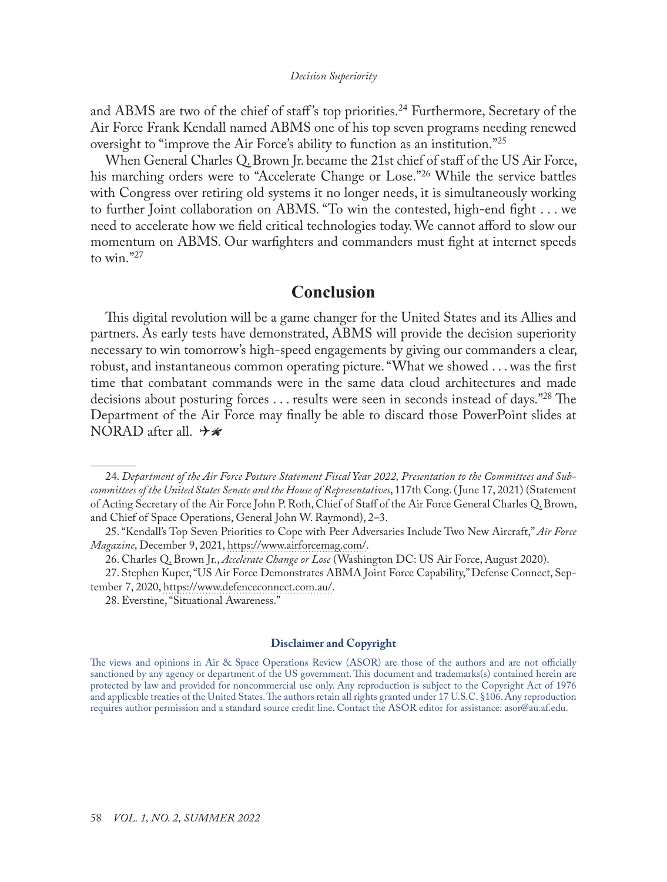and ABMS are two of the chief of staff's top priorities.[24] Furthermore, Secretary of the Air Force Frank Kendall named ABMS one of his top seven programs needing renewed oversight to "improve the Air Force's ability to function as an institution."[25]

When General Charles Q. Brown Jr. became the 21st chief of staff of the US Air Force, his marching orders were to "Accelerate Change or Lose."[26] While the service battles with Congress over retiring old systems it no longer needs, it is simultaneously working to further Joint collaboration on ABMS. "To win the contested, high-end fight . . . we need to accelerate how we field critical technologies today. We cannot afford to slow our momentum on ABMS. Our warfighters and commanders must fight at internet speeds to win."[27]

## Conclusion

This digital revolution will be a game changer for the United States and its Allies and partners. As early tests have demonstrated, ABMS will provide the decision superiority necessary to win tomorrow's high-speed engagements by giving our commanders a clear, robust, and instantaneous common operating picture. "What we showed . . . was the first time that combatant commands were in the same data cloud architectures and made decisions about posturing forces . . . results were seen in seconds instead of days."[28] The Department of the Air Force may finally be able to discard those PowerPoint slides at NORAD after all.

---

24. *Department of the Air Force Posture Statement Fiscal Year 2022, Presentation to the Committees and Subcommittees of the United States Senate and the House of Representatives*, 117th Cong. (June 17, 2021) (Statement of Acting Secretary of the Air Force John P. Roth, Chief of Staff of the Air Force General Charles Q. Brown, and Chief of Space Operations, General John W. Raymond), 2–3.

25. "Kendall's Top Seven Priorities to Cope with Peer Adversaries Include Two New Aircraft," *Air Force Magazine*, December 9, 2021, https://www.airforcemag.com/.

26. Charles Q. Brown Jr., *Accelerate Change or Lose* (Washington DC: US Air Force, August 2020).

27. Stephen Kuper, "US Air Force Demonstrates ABMA Joint Force Capability," Defense Connect, September 7, 2020, https://www.defenceconnect.com.au/.

28. Everstine, "Situational Awareness."

**Disclaimer and Copyright**

The views and opinions in Air & Space Operations Review (ASOR) are those of the authors and are not officially sanctioned by any agency or department of the US government. This document and trademarks(s) contained herein are protected by law and provided for noncommercial use only. Any reproduction is subject to the Copyright Act of 1976 and applicable treaties of the United States. The authors retain all rights granted under 17 U.S.C. §106. Any reproduction requires author permission and a standard source credit line. Contact the ASOR editor for assistance: asor@au.af.edu.